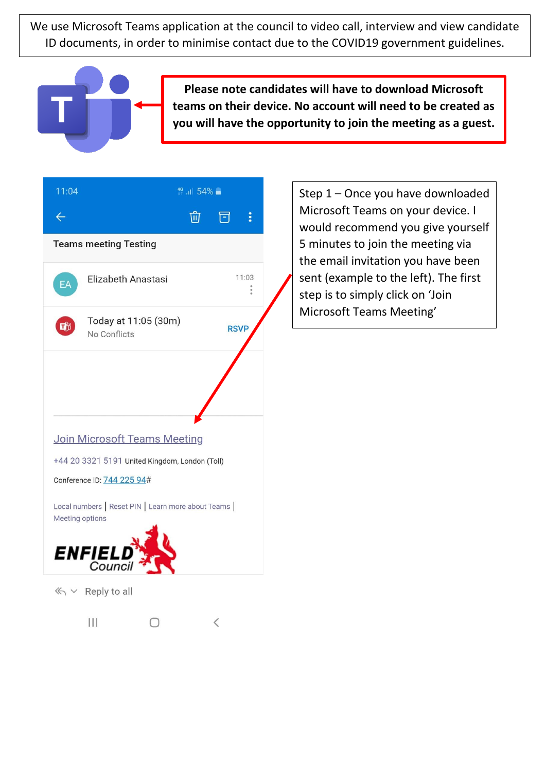We use Microsoft Teams application at the council to video call, interview and view candidate ID documents, in order to minimise contact due to the COVID19 government guidelines.

**Please note candidates will have to download Microsoft teams on their device. No account will need to be created as you will have the opportunity to join the meeting as a guest.**

11:04 54%

Teams meeting Testing

Elizabeth Anastasi 11:03

Today at 11:05 (30m)
No Conflicts
RSVP

Join Microsoft Teams Meeting

+44 20 3321 5191 United Kingdom, London (Toll)

Conference ID: 744 225 94#

Local numbers | Reset PIN | Learn more about Teams | Meeting options

ENFIELD Council

Reply to all

Step 1 – Once you have downloaded Microsoft Teams on your device. I would recommend you give yourself 5 minutes to join the meeting via the email invitation you have been sent (example to the left). The first step is to simply click on 'Join Microsoft Teams Meeting'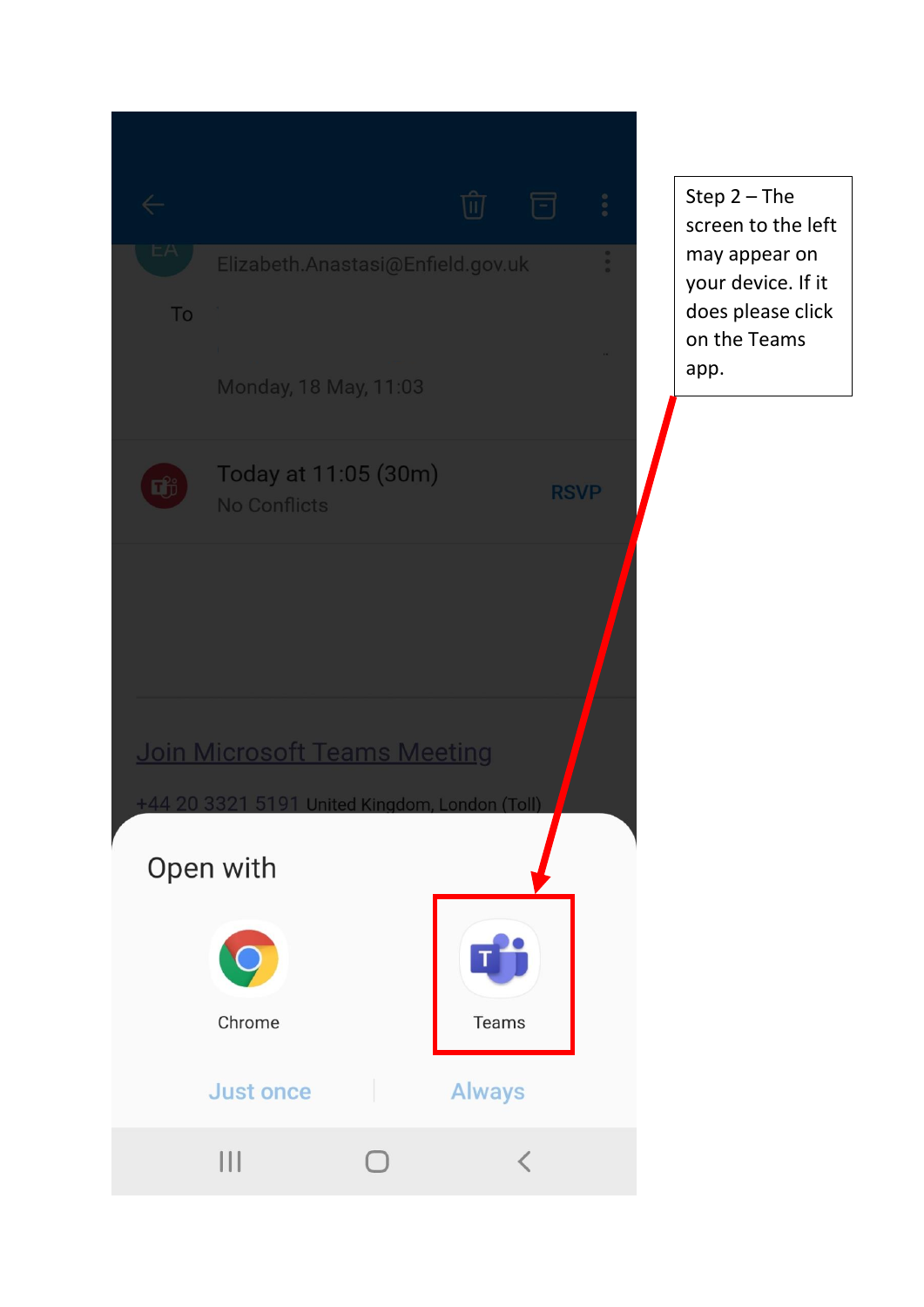Step 2 – The screen to the left may appear on your device. If it does please click on the Teams app.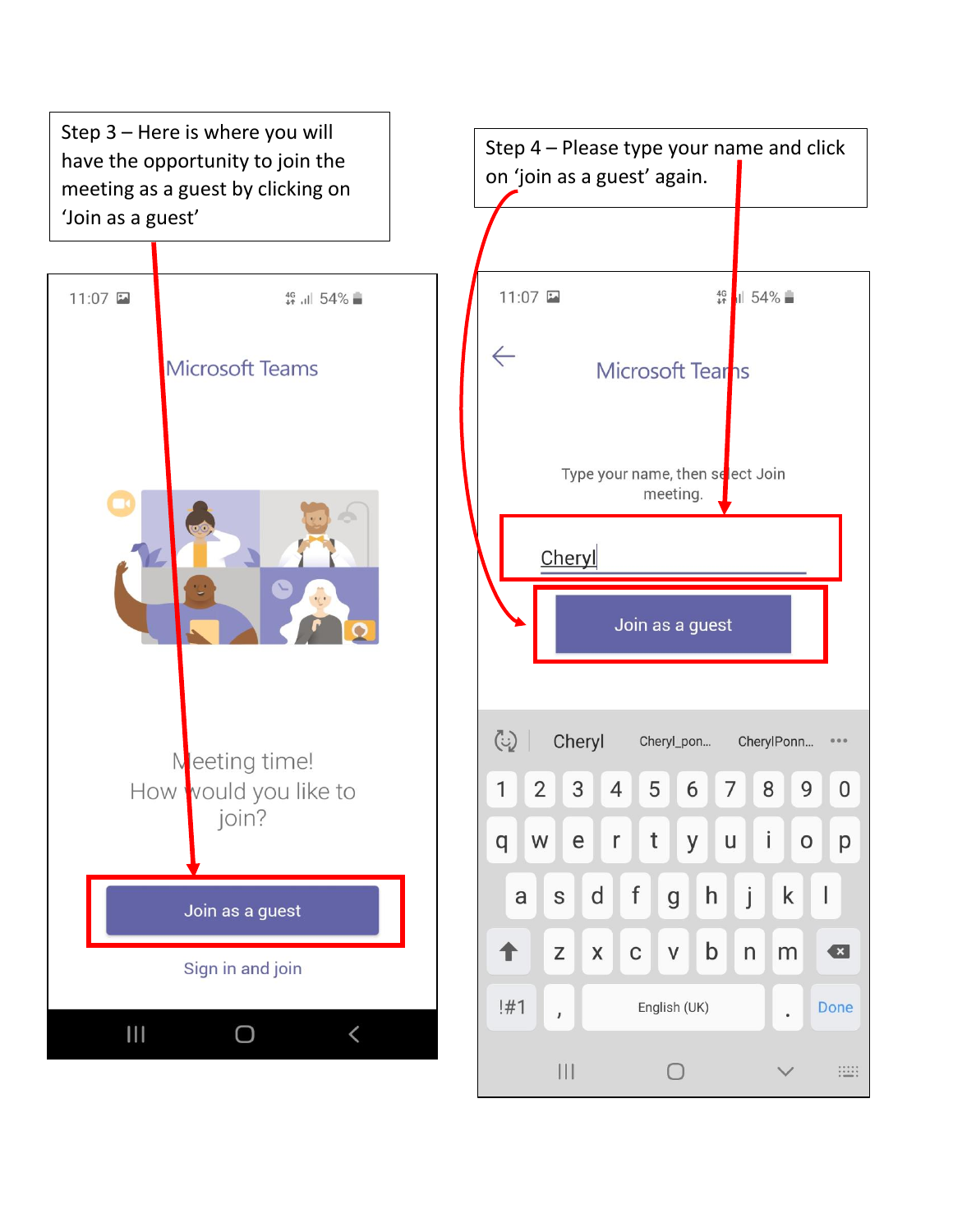Step 3 – Here is where you will have the opportunity to join the meeting as a guest by clicking on 'Join as a guest'

11:07 54%

Microsoft Teams

Meeting time!
How would you like to join?

Join as a guest

Sign in and join

Step 4 – Please type your name and click on 'join as a guest' again.

11:07 54%

Microsoft Teams

Type your name, then select Join meeting.

Cheryl

Join as a guest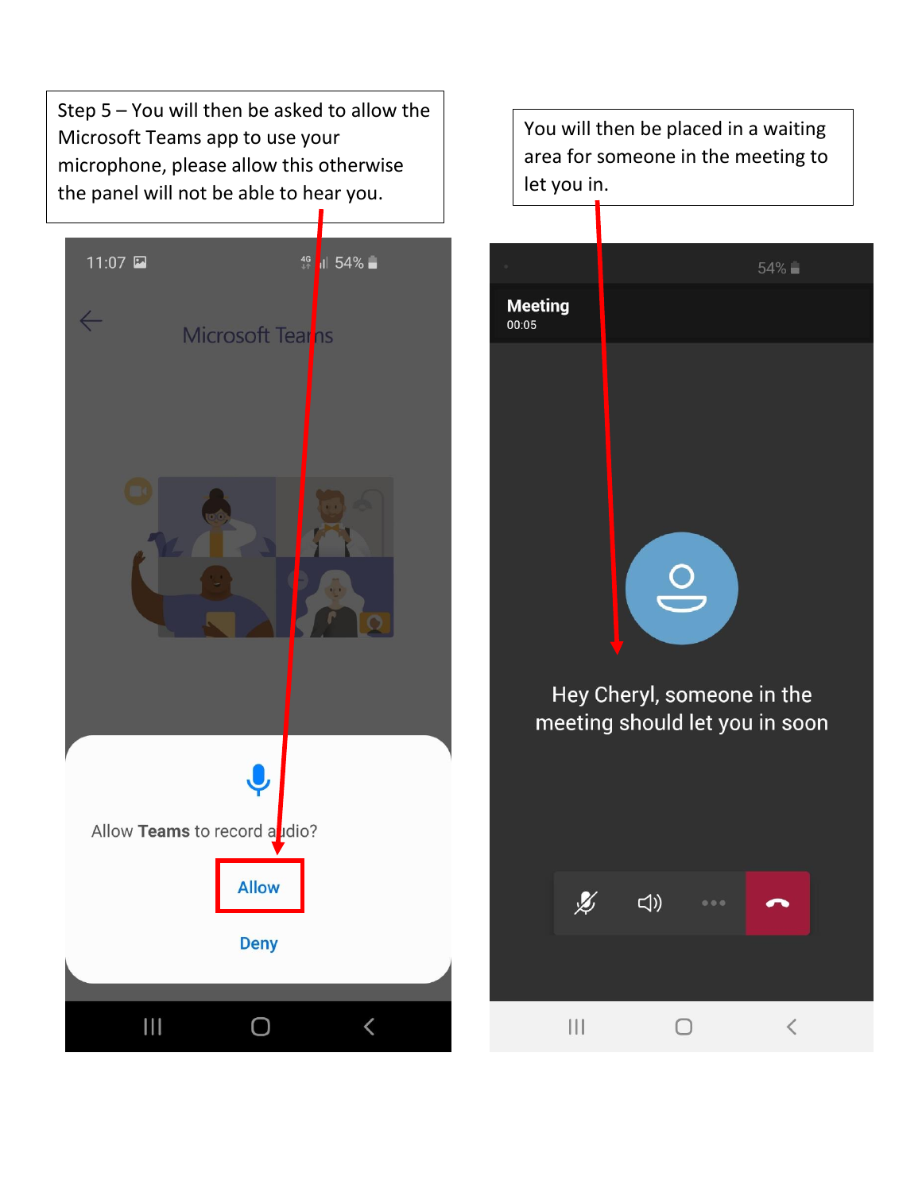Step 5 – You will then be asked to allow the Microsoft Teams app to use your microphone, please allow this otherwise the panel will not be able to hear you.

You will then be placed in a waiting area for someone in the meeting to let you in.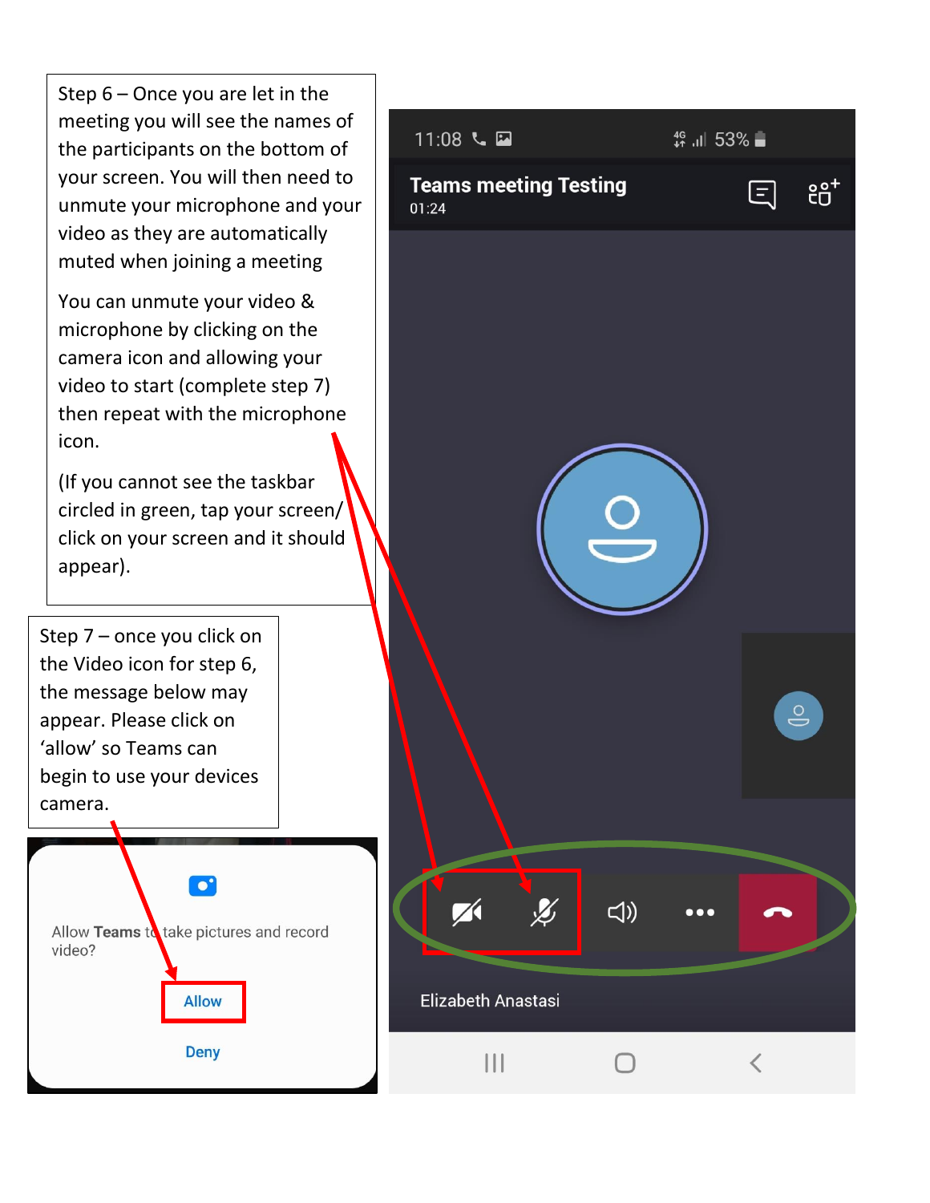Step 6 – Once you are let in the meeting you will see the names of the participants on the bottom of your screen. You will then need to unmute your microphone and your video as they are automatically muted when joining a meeting

You can unmute your video & microphone by clicking on the camera icon and allowing your video to start (complete step 7) then repeat with the microphone icon.

(If you cannot see the taskbar circled in green, tap your screen/ click on your screen and it should appear).

Step 7 – once you click on the Video icon for step 6, the message below may appear. Please click on 'allow' so Teams can begin to use your devices camera.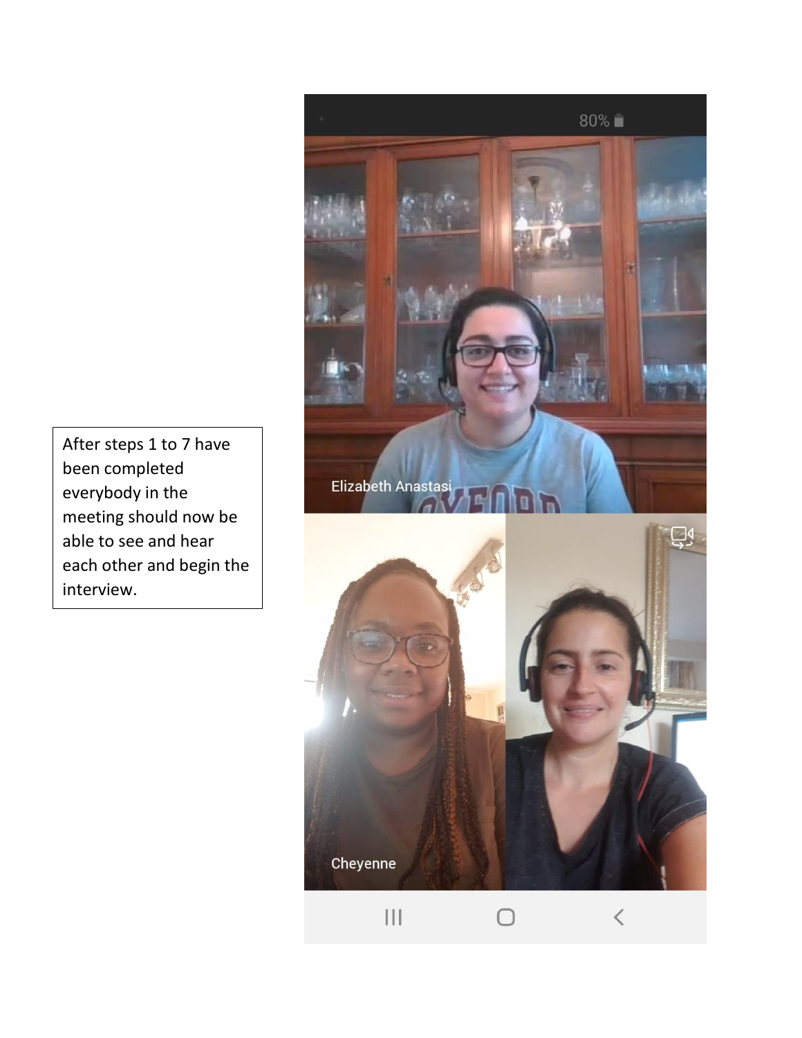After steps 1 to 7 have been completed everybody in the meeting should now be able to see and hear each other and begin the interview.